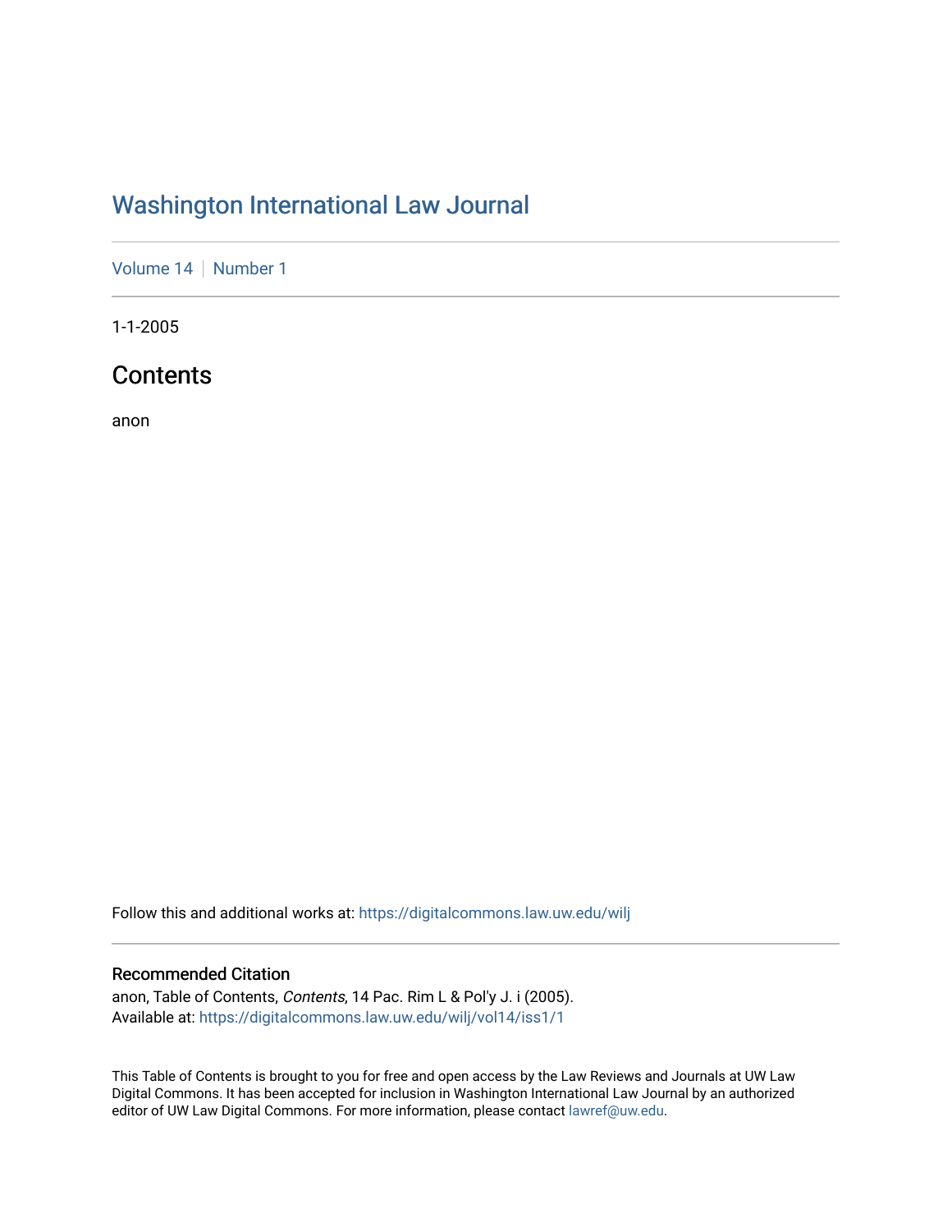# Washington International Law Journal

Volume 14 | Number 1

1-1-2005

## Contents

anon

Follow this and additional works at: https://digitalcommons.law.uw.edu/wilj

### Recommended Citation

anon, Table of Contents, *Contents*, 14 Pac. Rim L & Pol'y J. i (2005).
Available at: https://digitalcommons.law.uw.edu/wilj/vol14/iss1/1

This Table of Contents is brought to you for free and open access by the Law Reviews and Journals at UW Law Digital Commons. It has been accepted for inclusion in Washington International Law Journal by an authorized editor of UW Law Digital Commons. For more information, please contact lawref@uw.edu.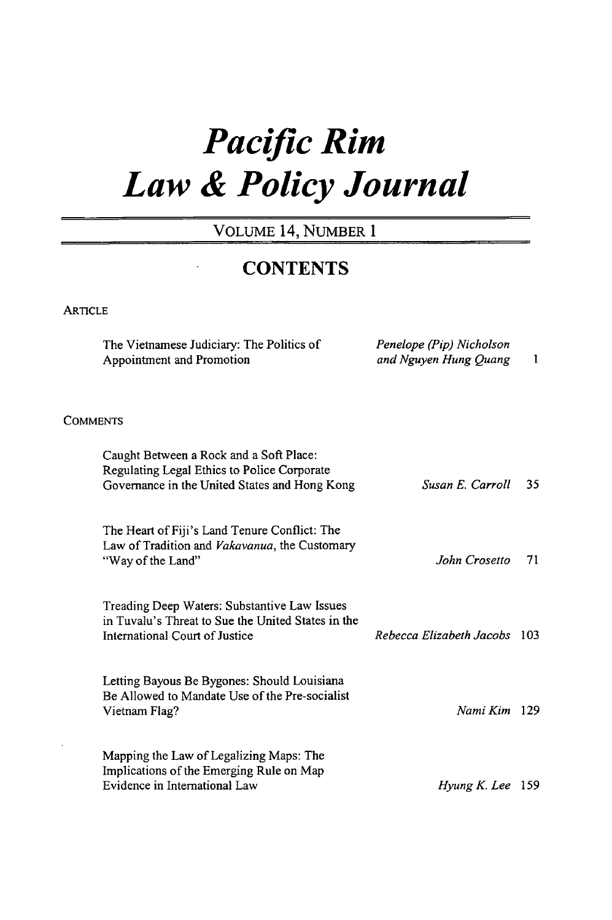# *Pacific Rim Law & Policy Journal*

VOLUME 14, NUMBER 1

## CONTENTS

### ARTICLE

| Title | Author | Page |
|---|---|---|
| The Vietnamese Judiciary: The Politics of Appointment and Promotion | *Penelope (Pip) Nicholson and Nguyen Hung Quang* | 1 |

### COMMENTS

| Title | Author | Page |
|---|---|---|
| Caught Between a Rock and a Soft Place: Regulating Legal Ethics to Police Corporate Governance in the United States and Hong Kong | *Susan E. Carroll* | 35 |
| The Heart of Fiji's Land Tenure Conflict: The Law of Tradition and *Vakavanua*, the Customary "Way of the Land" | *John Crosetto* | 71 |
| Treading Deep Waters: Substantive Law Issues in Tuvalu's Threat to Sue the United States in the International Court of Justice | *Rebecca Elizabeth Jacobs* | 103 |
| Letting Bayous Be Bygones: Should Louisiana Be Allowed to Mandate Use of the Pre-socialist Vietnam Flag? | *Nami Kim* | 129 |
| Mapping the Law of Legalizing Maps: The Implications of the Emerging Rule on Map Evidence in International Law | *Hyung K. Lee* | 159 |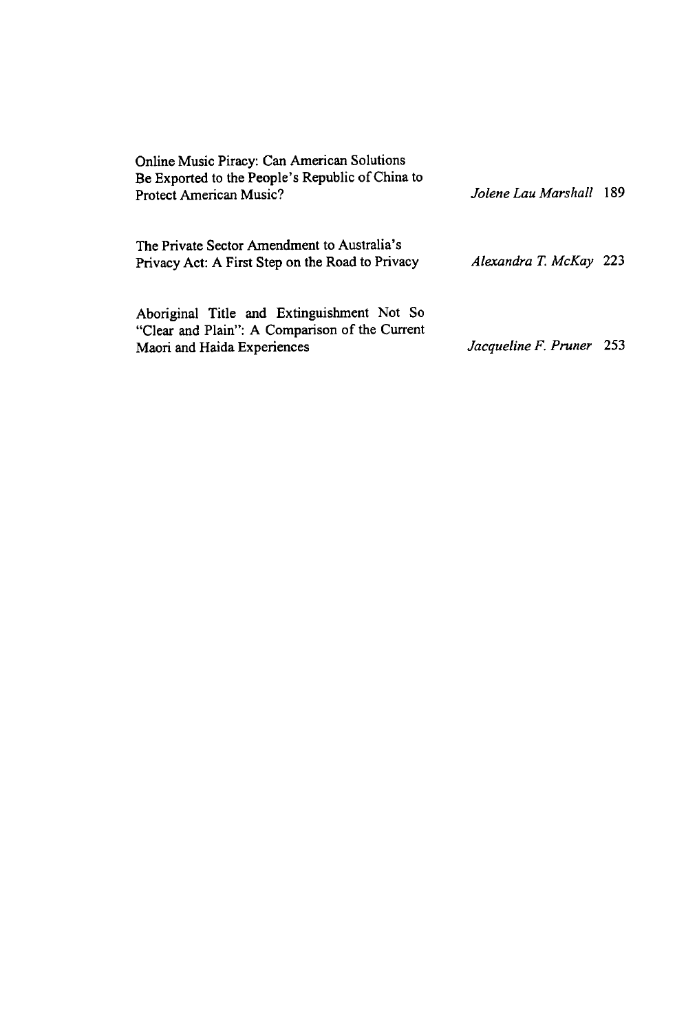| | | |
|---|---|---|
| Online Music Piracy: Can American Solutions Be Exported to the People's Republic of China to Protect American Music? | *Jolene Lau Marshall* | 189 |
| The Private Sector Amendment to Australia's Privacy Act: A First Step on the Road to Privacy | *Alexandra T. McKay* | 223 |
| Aboriginal Title and Extinguishment Not So "Clear and Plain": A Comparison of the Current Maori and Haida Experiences | *Jacqueline F. Pruner* | 253 |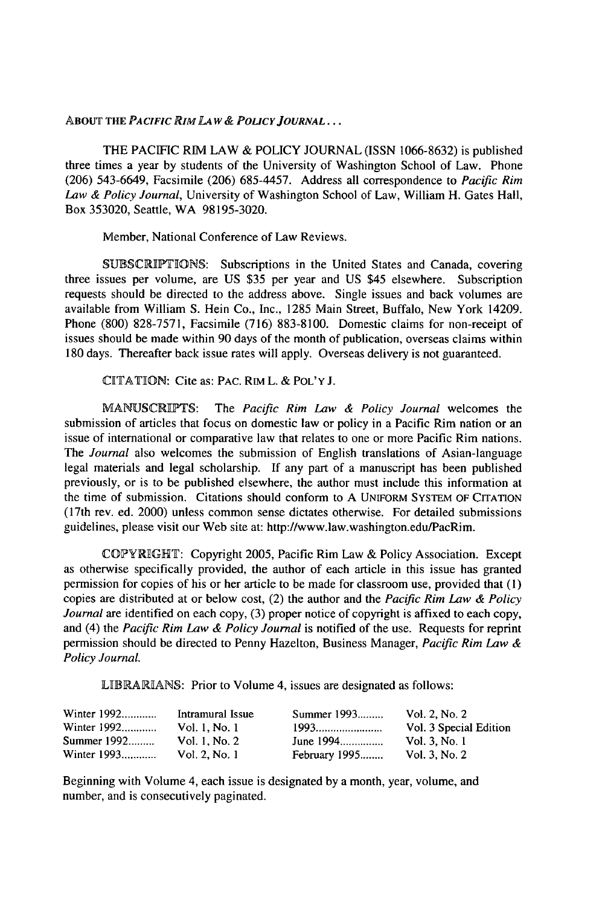ABOUT THE *PACIFIC RIM LAW & POLICY JOURNAL...*

THE PACIFIC RIM LAW & POLICY JOURNAL (ISSN 1066-8632) is published three times a year by students of the University of Washington School of Law. Phone (206) 543-6649, Facsimile (206) 685-4457. Address all correspondence to *Pacific Rim Law & Policy Journal*, University of Washington School of Law, William H. Gates Hall, Box 353020, Seattle, WA 98195-3020.

Member, National Conference of Law Reviews.

SUBSCRIPTIONS: Subscriptions in the United States and Canada, covering three issues per volume, are US $35 per year and US $45 elsewhere. Subscription requests should be directed to the address above. Single issues and back volumes are available from William S. Hein Co., Inc., 1285 Main Street, Buffalo, New York 14209. Phone (800) 828-7571, Facsimile (716) 883-8100. Domestic claims for non-receipt of issues should be made within 90 days of the month of publication, overseas claims within 180 days. Thereafter back issue rates will apply. Overseas delivery is not guaranteed.

CITATION: Cite as: PAC. RIM L. & POL'Y J.

MANUSCRIPTS: The *Pacific Rim Law & Policy Journal* welcomes the submission of articles that focus on domestic law or policy in a Pacific Rim nation or an issue of international or comparative law that relates to one or more Pacific Rim nations. The *Journal* also welcomes the submission of English translations of Asian-language legal materials and legal scholarship. If any part of a manuscript has been published previously, or is to be published elsewhere, the author must include this information at the time of submission. Citations should conform to A UNIFORM SYSTEM OF CITATION (17th rev. ed. 2000) unless common sense dictates otherwise. For detailed submissions guidelines, please visit our Web site at: http://www.law.washington.edu/PacRim.

COPYRIGHT: Copyright 2005, Pacific Rim Law & Policy Association. Except as otherwise specifically provided, the author of each article in this issue has granted permission for copies of his or her article to be made for classroom use, provided that (1) copies are distributed at or below cost, (2) the author and the *Pacific Rim Law & Policy Journal* are identified on each copy, (3) proper notice of copyright is affixed to each copy, and (4) the *Pacific Rim Law & Policy Journal* is notified of the use. Requests for reprint permission should be directed to Penny Hazelton, Business Manager, *Pacific Rim Law & Policy Journal.*

LIBRARIANS: Prior to Volume 4, issues are designated as follows:

| | | | |
|---|---|---|---|
| Winter 1992............ | Intramural Issue | Summer 1993......... | Vol. 2, No. 2 |
| Winter 1992............ | Vol. 1, No. 1 | 1993....................... | Vol. 3 Special Edition |
| Summer 1992......... | Vol. 1, No. 2 | June 1994............... | Vol. 3, No. 1 |
| Winter 1993............ | Vol. 2, No. 1 | February 1995........ | Vol. 3, No. 2 |

Beginning with Volume 4, each issue is designated by a month, year, volume, and number, and is consecutively paginated.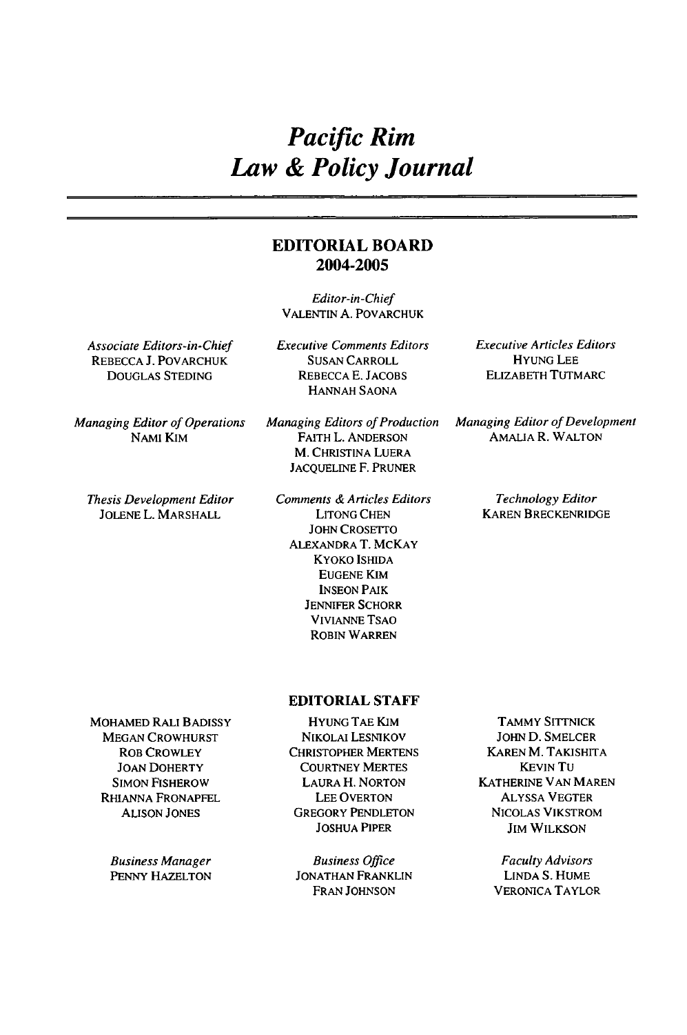# *Pacific Rim Law & Policy Journal*

## EDITORIAL BOARD 2004-2005

*Editor-in-Chief*
VALENTIN A. POVARCHUK

*Associate Editors-in-Chief*
REBECCA J. POVARCHUK
DOUGLAS STEDING

*Executive Comments Editors*
SUSAN CARROLL
REBECCA E. JACOBS
HANNAH SAONA

*Executive Articles Editors*
HYUNG LEE
ELIZABETH TUTMARC

*Managing Editor of Operations*
NAMI KIM

*Managing Editors of Production*
FAITH L. ANDERSON
M. CHRISTINA LUERA
JACQUELINE F. PRUNER

*Managing Editor of Development*
AMALIA R. WALTON

*Thesis Development Editor*
JOLENE L. MARSHALL

*Comments & Articles Editors*
LITONG CHEN
JOHN CROSETTO
ALEXANDRA T. MCKAY
KYOKO ISHIDA
EUGENE KIM
INSEON PAIK
JENNIFER SCHORR
VIVIANNE TSAO
ROBIN WARREN

*Technology Editor*
KAREN BRECKENRIDGE

## EDITORIAL STAFF

MOHAMED RALI BADISSY
MEGAN CROWHURST
ROB CROWLEY
JOAN DOHERTY
SIMON FISHEROW
RHIANNA FRONAPFEL
ALISON JONES

HYUNG TAE KIM
NIKOLAI LESNIKOV
CHRISTOPHER MERTENS
COURTNEY MERTES
LAURA H. NORTON
LEE OVERTON
GREGORY PENDLETON
JOSHUA PIPER

TAMMY SITTNICK
JOHN D. SMELCER
KAREN M. TAKISHITA
KEVIN TU
KATHERINE VAN MAREN
ALYSSA VEGTER
NICOLAS VIKSTROM
JIM WILKSON

*Business Manager*
PENNY HAZELTON

*Business Office*
JONATHAN FRANKLIN
FRAN JOHNSON

*Faculty Advisors*
LINDA S. HUME
VERONICA TAYLOR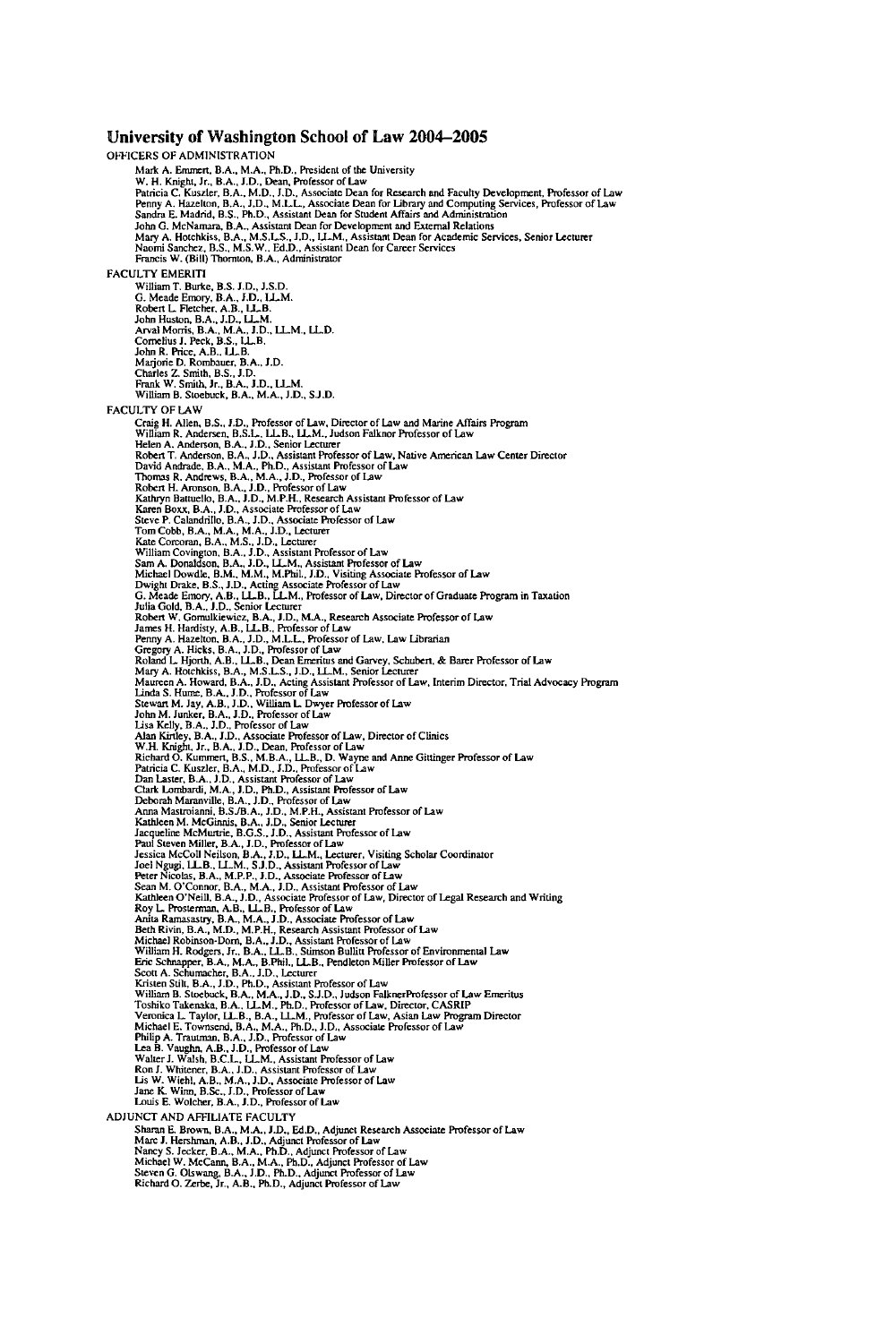# University of Washington School of Law 2004–2005

## OFFICERS OF ADMINISTRATION

Mark A. Emmert, B.A., M.A., Ph.D., President of the University
W. H. Knight, Jr., B.A., J.D., Dean, Professor of Law
Patricia C. Kuszler, B.A., M.D., J.D., Associate Dean for Research and Faculty Development, Professor of Law
Penny A. Hazelton, B.A., J.D., M.L.L., Associate Dean for Library and Computing Services, Professor of Law
Sandra E. Madrid, B.S., Ph.D., Assistant Dean for Student Affairs and Administration
John G. McNamara, B.A., Assistant Dean for Development and External Relations
Mary A. Hotchkiss, B.A., M.S.L.S., J.D., LL.M., Assistant Dean for Academic Services, Senior Lecturer
Naomi Sanchez, B.S., M.S.W., Ed.D., Assistant Dean for Career Services
Francis W. (Bill) Thornton, B.A., Administrator

## FACULTY EMERITI

William T. Burke, B.S. J.D., J.S.D.
G. Meade Emory, B.A., J.D., LL.M.
Robert L. Fletcher, A.B., LL.B.
John Huston, B.A., J.D., LL.M.
Arval Morris, B.A., M.A., J.D., LL.M., LL.D.
Cornelius J. Peck, B.S., LL.B.
John R. Price, A.B., LL.B.
Marjorie D. Rombauer, B.A., J.D.
Charles Z. Smith, B.S., J.D.
Frank W. Smith, Jr., B.A., J.D., LL.M.
William B. Stoebuck, B.A., M.A., J.D., S.J.D.

## FACULTY OF LAW

Craig H. Allen, B.S., J.D., Professor of Law, Director of Law and Marine Affairs Program
William R. Andersen, B.S.L., LL.B., LL.M., Judson Falknor Professor of Law
Helen A. Anderson, B.A., J.D., Senior Lecturer
Robert T. Anderson, B.A., J.D., Assistant Professor of Law, Native American Law Center Director
David Andrade, B.A., M.A., Ph.D., Assistant Professor of Law
Thomas R. Andrews, B.A., M.A., J.D., Professor of Law
Robert H. Aronson, B.A., J.D., Professor of Law
Kathryn Battuello, B.A., J.D., M.P.H., Research Assistant Professor of Law
Karen Boxx, B.A., J.D., Associate Professor of Law
Steve P. Calandrillo, B.A., J.D., Associate Professor of Law
Tom Cobb, B.A., M.A., M.A., J.D., Lecturer
Kate Corcoran, B.A., M.S., J.D., Lecturer
William Covington, B.A., J.D., Assistant Professor of Law
Sam A. Donaldson, B.A., J.D., LL.M., Assistant Professor of Law
Michael Dowdle, B.M., M.M., M.Phil., J.D., Visiting Associate Professor of Law
Dwight Drake, B.S., J.D., Acting Associate Professor of Law
G. Meade Emory, A.B., LL.B., LL.M., Professor of Law, Director of Graduate Program in Taxation
Julia Gold, B.A., J.D., Senior Lecturer
Robert W. Gomulkiewicz, B.A., J.D., M.A., Research Associate Professor of Law
James H. Hardisty, A.B., LL.B., Professor of Law
Penny A. Hazelton, B.A., J.D., M.L.L., Professor of Law, Law Librarian
Gregory A. Hicks, B.A., J.D., Professor of Law
Roland L. Hjorth, A.B., LL.B., Dean Emeritus and Garvey, Schubert, & Barer Professor of Law
Mary A. Hotchkiss, B.A., M.S.L.S., J.D., LL.M., Senior Lecturer
Maureen A. Howard, B.A., J.D., Acting Assistant Professor of Law, Interim Director, Trial Advocacy Program
Linda S. Hume, B.A., J.D., Professor of Law
Stewart M. Jay, A.B., J.D., William L. Dwyer Professor of Law
John M. Junker, B.A., J.D., Professor of Law
Lisa Kelly, B.A., J.D., Professor of Law
Alan Kirtley, B.A., J.D., Associate Professor of Law, Director of Clinics
W.H. Knight, Jr., B.A., J.D., Dean, Professor of Law
Richard O. Kummert, B.S., M.B.A., LL.B., D. Wayne and Anne Gittinger Professor of Law
Patricia C. Kuszler, B.A., M.D., J.D., Professor of Law
Dan Laster, B.A., J.D., Assistant Professor of Law
Clark Lombardi, M.A., J.D., Ph.D., Assistant Professor of Law
Deborah Maranville, B.A., J.D., Professor of Law
Anna Mastroianni, B.S./B.A., J.D., M.P.H., Assistant Professor of Law
Kathleen M. McGinnis, B.A., J.D., Senior Lecturer
Jacqueline McMurtrie, B.G.S., J.D., Assistant Professor of Law
Paul Steven Miller, B.A., J.D., Professor of Law
Jessica McColl Neilson, B.A., J.D., LL.M., Lecturer, Visiting Scholar Coordinator
Joel Ngugi, LL.B., LL.M., S.J.D., Assistant Professor of Law
Peter Nicolas, B.A., M.P.P., J.D., Associate Professor of Law
Sean M. O'Connor, B.A., M.A., J.D., Assistant Professor of Law
Kathleen O'Neill, B.A., J.D., Associate Professor of Law, Director of Legal Research and Writing
Roy L. Prosterman, A.B., LL.B., Professor of Law
Anita Ramasastry, B.A., M.A., J.D., Associate Professor of Law
Beth Rivin, B.A., M.D., M.P.H., Research Assistant Professor of Law
Michael Robinson-Dorn, B.A., J.D., Assistant Professor of Law
William H. Rodgers, Jr., B.A., LL.B., Stimson Bullitt Professor of Environmental Law
Eric Schnapper, B.A., M.A., B.Phil., LL.B., Pendleton Miller Professor of Law
Scott A. Schumacher, B.A., J.D., Lecturer
Kristen Stilt, B.A., J.D., Ph.D., Assistant Professor of Law
William B. Stoebuck, B.A., M.A., J.D., S.J.D., Judson FalknerProfessor of Law Emeritus
Toshiko Takenaka, B.A., LL.M., Ph.D., Professor of Law, Director, CASRIP
Veronica L. Taylor, LL.B., B.A., LL.M., Professor of Law, Asian Law Program Director
Michael E. Townsend, B.A., M.A., Ph.D., J.D., Associate Professor of Law
Philip A. Trautman, B.A., J.D., Professor of Law
Lea B. Vaughn, A.B., J.D., Professor of Law
Walter J. Walsh, B.C.L., LL.M., Assistant Professor of Law
Ron J. Whitener, B.A., J.D., Assistant Professor of Law
Lis W. Wiehl, A.B., M.A., J.D., Associate Professor of Law
Jane K. Winn, B.Sc., J.D., Professor of Law
Louis E. Wolcher, B.A., J.D., Professor of Law

## ADJUNCT AND AFFILIATE FACULTY

Sharan E. Brown, B.A., M.A., J.D., Ed.D., Adjunct Research Associate Professor of Law
Marc J. Hershman, A.B., J.D., Adjunct Professor of Law
Nancy S. Jecker, B.A., M.A., Ph.D., Adjunct Professor of Law
Michael W. McCann, B.A., M.A., Ph.D., Adjunct Professor of Law
Steven G. Olswang, B.A., J.D., Ph.D., Adjunct Professor of Law
Richard O. Zerbe, Jr., A.B., Ph.D., Adjunct Professor of Law